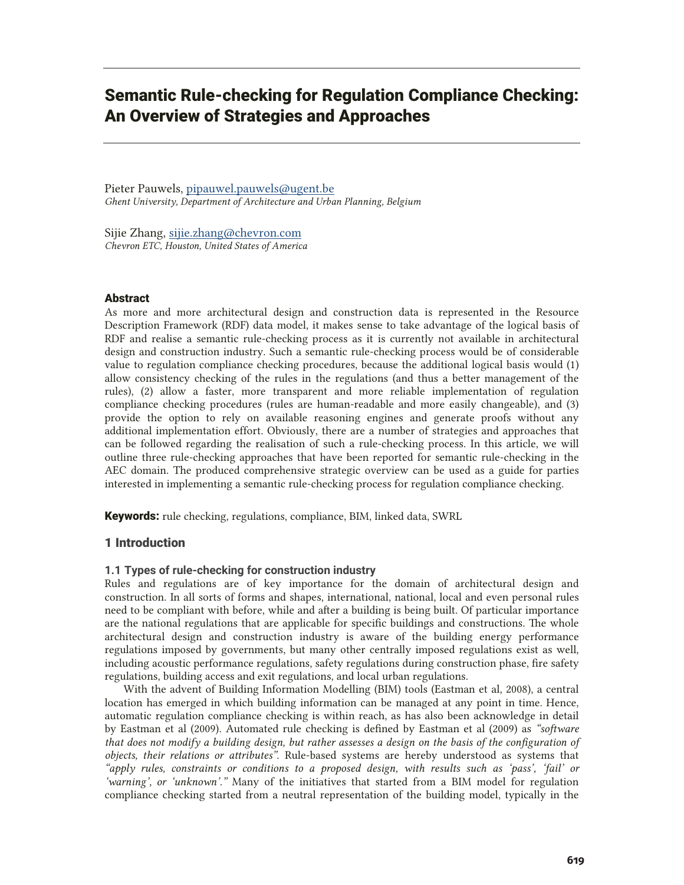# Semantic Rule-checking for Regulation Compliance Checking: An Overview of Strategies and Approaches

Pieter Pauwels, pipauwel.pauwels@ugent.be
*Ghent University, Department of Architecture and Urban Planning, Belgium*

Sijie Zhang, sijie.zhang@chevron.com
*Chevron ETC, Houston, United States of America*

## Abstract

As more and more architectural design and construction data is represented in the Resource Description Framework (RDF) data model, it makes sense to take advantage of the logical basis of RDF and realise a semantic rule-checking process as it is currently not available in architectural design and construction industry. Such a semantic rule-checking process would be of considerable value to regulation compliance checking procedures, because the additional logical basis would (1) allow consistency checking of the rules in the regulations (and thus a better management of the rules), (2) allow a faster, more transparent and more reliable implementation of regulation compliance checking procedures (rules are human-readable and more easily changeable), and (3) provide the option to rely on available reasoning engines and generate proofs without any additional implementation effort. Obviously, there are a number of strategies and approaches that can be followed regarding the realisation of such a rule-checking process. In this article, we will outline three rule-checking approaches that have been reported for semantic rule-checking in the AEC domain. The produced comprehensive strategic overview can be used as a guide for parties interested in implementing a semantic rule-checking process for regulation compliance checking.

**Keywords:** rule checking, regulations, compliance, BIM, linked data, SWRL

## 1 Introduction

### 1.1 Types of rule-checking for construction industry

Rules and regulations are of key importance for the domain of architectural design and construction. In all sorts of forms and shapes, international, national, local and even personal rules need to be compliant with before, while and after a building is being built. Of particular importance are the national regulations that are applicable for specific buildings and constructions. The whole architectural design and construction industry is aware of the building energy performance regulations imposed by governments, but many other centrally imposed regulations exist as well, including acoustic performance regulations, safety regulations during construction phase, fire safety regulations, building access and exit regulations, and local urban regulations.

With the advent of Building Information Modelling (BIM) tools (Eastman et al, 2008), a central location has emerged in which building information can be managed at any point in time. Hence, automatic regulation compliance checking is within reach, as has also been acknowledge in detail by Eastman et al (2009). Automated rule checking is defined by Eastman et al (2009) as *"software that does not modify a building design, but rather assesses a design on the basis of the configuration of objects, their relations or attributes"*. Rule-based systems are hereby understood as systems that *"apply rules, constraints or conditions to a proposed design, with results such as 'pass', 'fail' or 'warning', or 'unknown'."* Many of the initiatives that started from a BIM model for regulation compliance checking started from a neutral representation of the building model, typically in the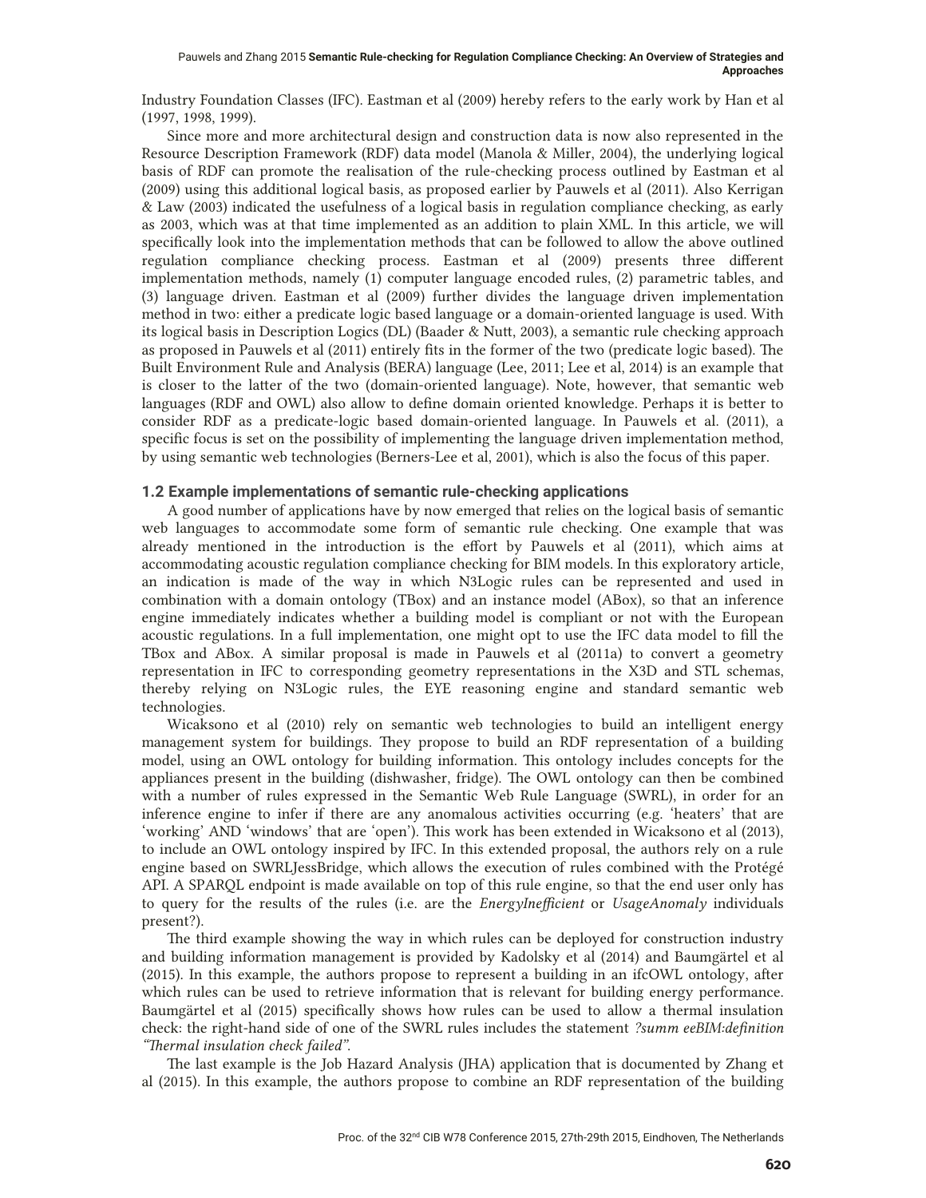Industry Foundation Classes (IFC). Eastman et al (2009) hereby refers to the early work by Han et al (1997, 1998, 1999).

Since more and more architectural design and construction data is now also represented in the Resource Description Framework (RDF) data model (Manola & Miller, 2004), the underlying logical basis of RDF can promote the realisation of the rule-checking process outlined by Eastman et al (2009) using this additional logical basis, as proposed earlier by Pauwels et al (2011). Also Kerrigan & Law (2003) indicated the usefulness of a logical basis in regulation compliance checking, as early as 2003, which was at that time implemented as an addition to plain XML. In this article, we will specifically look into the implementation methods that can be followed to allow the above outlined regulation compliance checking process. Eastman et al (2009) presents three different implementation methods, namely (1) computer language encoded rules, (2) parametric tables, and (3) language driven. Eastman et al (2009) further divides the language driven implementation method in two: either a predicate logic based language or a domain-oriented language is used. With its logical basis in Description Logics (DL) (Baader & Nutt, 2003), a semantic rule checking approach as proposed in Pauwels et al (2011) entirely fits in the former of the two (predicate logic based). The Built Environment Rule and Analysis (BERA) language (Lee, 2011; Lee et al, 2014) is an example that is closer to the latter of the two (domain-oriented language). Note, however, that semantic web languages (RDF and OWL) also allow to define domain oriented knowledge. Perhaps it is better to consider RDF as a predicate-logic based domain-oriented language. In Pauwels et al. (2011), a specific focus is set on the possibility of implementing the language driven implementation method, by using semantic web technologies (Berners-Lee et al, 2001), which is also the focus of this paper.

### 1.2 Example implementations of semantic rule-checking applications

A good number of applications have by now emerged that relies on the logical basis of semantic web languages to accommodate some form of semantic rule checking. One example that was already mentioned in the introduction is the effort by Pauwels et al (2011), which aims at accommodating acoustic regulation compliance checking for BIM models. In this exploratory article, an indication is made of the way in which N3Logic rules can be represented and used in combination with a domain ontology (TBox) and an instance model (ABox), so that an inference engine immediately indicates whether a building model is compliant or not with the European acoustic regulations. In a full implementation, one might opt to use the IFC data model to fill the TBox and ABox. A similar proposal is made in Pauwels et al (2011a) to convert a geometry representation in IFC to corresponding geometry representations in the X3D and STL schemas, thereby relying on N3Logic rules, the EYE reasoning engine and standard semantic web technologies.

Wicaksono et al (2010) rely on semantic web technologies to build an intelligent energy management system for buildings. They propose to build an RDF representation of a building model, using an OWL ontology for building information. This ontology includes concepts for the appliances present in the building (dishwasher, fridge). The OWL ontology can then be combined with a number of rules expressed in the Semantic Web Rule Language (SWRL), in order for an inference engine to infer if there are any anomalous activities occurring (e.g. 'heaters' that are 'working' AND 'windows' that are 'open'). This work has been extended in Wicaksono et al (2013), to include an OWL ontology inspired by IFC. In this extended proposal, the authors rely on a rule engine based on SWRLJessBridge, which allows the execution of rules combined with the Protégé API. A SPARQL endpoint is made available on top of this rule engine, so that the end user only has to query for the results of the rules (i.e. are the *EnergyInefficient* or *UsageAnomaly* individuals present?).

The third example showing the way in which rules can be deployed for construction industry and building information management is provided by Kadolsky et al (2014) and Baumgärtel et al (2015). In this example, the authors propose to represent a building in an ifcOWL ontology, after which rules can be used to retrieve information that is relevant for building energy performance. Baumgärtel et al (2015) specifically shows how rules can be used to allow a thermal insulation check: the right-hand side of one of the SWRL rules includes the statement *?summ eeBIM:definition "Thermal insulation check failed"*.

The last example is the Job Hazard Analysis (JHA) application that is documented by Zhang et al (2015). In this example, the authors propose to combine an RDF representation of the building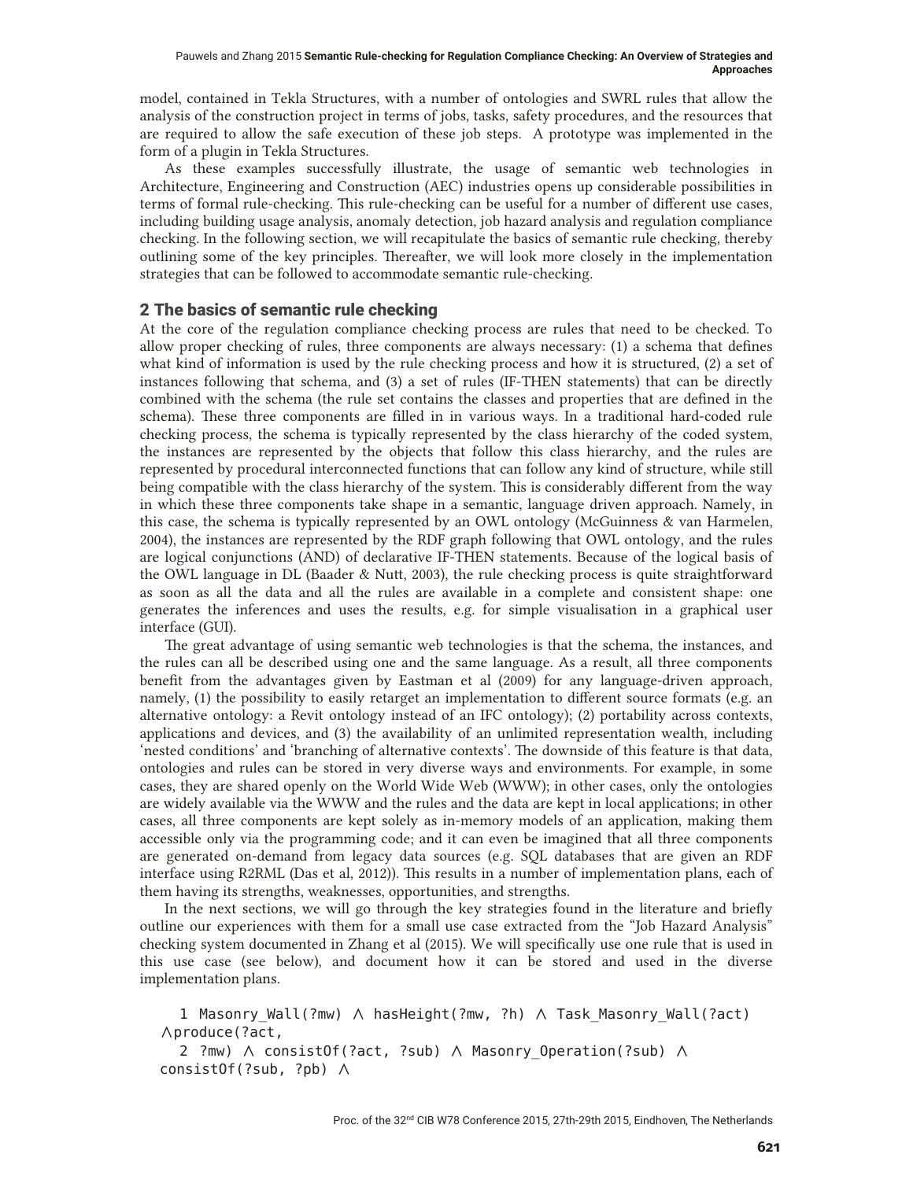model, contained in Tekla Structures, with a number of ontologies and SWRL rules that allow the analysis of the construction project in terms of jobs, tasks, safety procedures, and the resources that are required to allow the safe execution of these job steps. A prototype was implemented in the form of a plugin in Tekla Structures.

As these examples successfully illustrate, the usage of semantic web technologies in Architecture, Engineering and Construction (AEC) industries opens up considerable possibilities in terms of formal rule-checking. This rule-checking can be useful for a number of different use cases, including building usage analysis, anomaly detection, job hazard analysis and regulation compliance checking. In the following section, we will recapitulate the basics of semantic rule checking, thereby outlining some of the key principles. Thereafter, we will look more closely in the implementation strategies that can be followed to accommodate semantic rule-checking.

## 2 The basics of semantic rule checking

At the core of the regulation compliance checking process are rules that need to be checked. To allow proper checking of rules, three components are always necessary: (1) a schema that defines what kind of information is used by the rule checking process and how it is structured, (2) a set of instances following that schema, and (3) a set of rules (IF-THEN statements) that can be directly combined with the schema (the rule set contains the classes and properties that are defined in the schema). These three components are filled in in various ways. In a traditional hard-coded rule checking process, the schema is typically represented by the class hierarchy of the coded system, the instances are represented by the objects that follow this class hierarchy, and the rules are represented by procedural interconnected functions that can follow any kind of structure, while still being compatible with the class hierarchy of the system. This is considerably different from the way in which these three components take shape in a semantic, language driven approach. Namely, in this case, the schema is typically represented by an OWL ontology (McGuinness & van Harmelen, 2004), the instances are represented by the RDF graph following that OWL ontology, and the rules are logical conjunctions (AND) of declarative IF-THEN statements. Because of the logical basis of the OWL language in DL (Baader & Nutt, 2003), the rule checking process is quite straightforward as soon as all the data and all the rules are available in a complete and consistent shape: one generates the inferences and uses the results, e.g. for simple visualisation in a graphical user interface (GUI).

The great advantage of using semantic web technologies is that the schema, the instances, and the rules can all be described using one and the same language. As a result, all three components benefit from the advantages given by Eastman et al (2009) for any language-driven approach, namely, (1) the possibility to easily retarget an implementation to different source formats (e.g. an alternative ontology: a Revit ontology instead of an IFC ontology); (2) portability across contexts, applications and devices, and (3) the availability of an unlimited representation wealth, including 'nested conditions' and 'branching of alternative contexts'. The downside of this feature is that data, ontologies and rules can be stored in very diverse ways and environments. For example, in some cases, they are shared openly on the World Wide Web (WWW); in other cases, only the ontologies are widely available via the WWW and the rules and the data are kept in local applications; in other cases, all three components are kept solely as in-memory models of an application, making them accessible only via the programming code; and it can even be imagined that all three components are generated on-demand from legacy data sources (e.g. SQL databases that are given an RDF interface using R2RML (Das et al, 2012)). This results in a number of implementation plans, each of them having its strengths, weaknesses, opportunities, and strengths.

In the next sections, we will go through the key strategies found in the literature and briefly outline our experiences with them for a small use case extracted from the "Job Hazard Analysis" checking system documented in Zhang et al (2015). We will specifically use one rule that is used in this use case (see below), and document how it can be stored and used in the diverse implementation plans.

```
   1 Masonry_Wall(?mw) ∧ hasHeight(?mw, ?h) ∧ Task_Masonry_Wall(?act)
 ∧produce(?act,
   2 ?mw) ∧ consistOf(?act, ?sub) ∧ Masonry_Operation(?sub) ∧
 consistOf(?sub, ?pb) ∧
```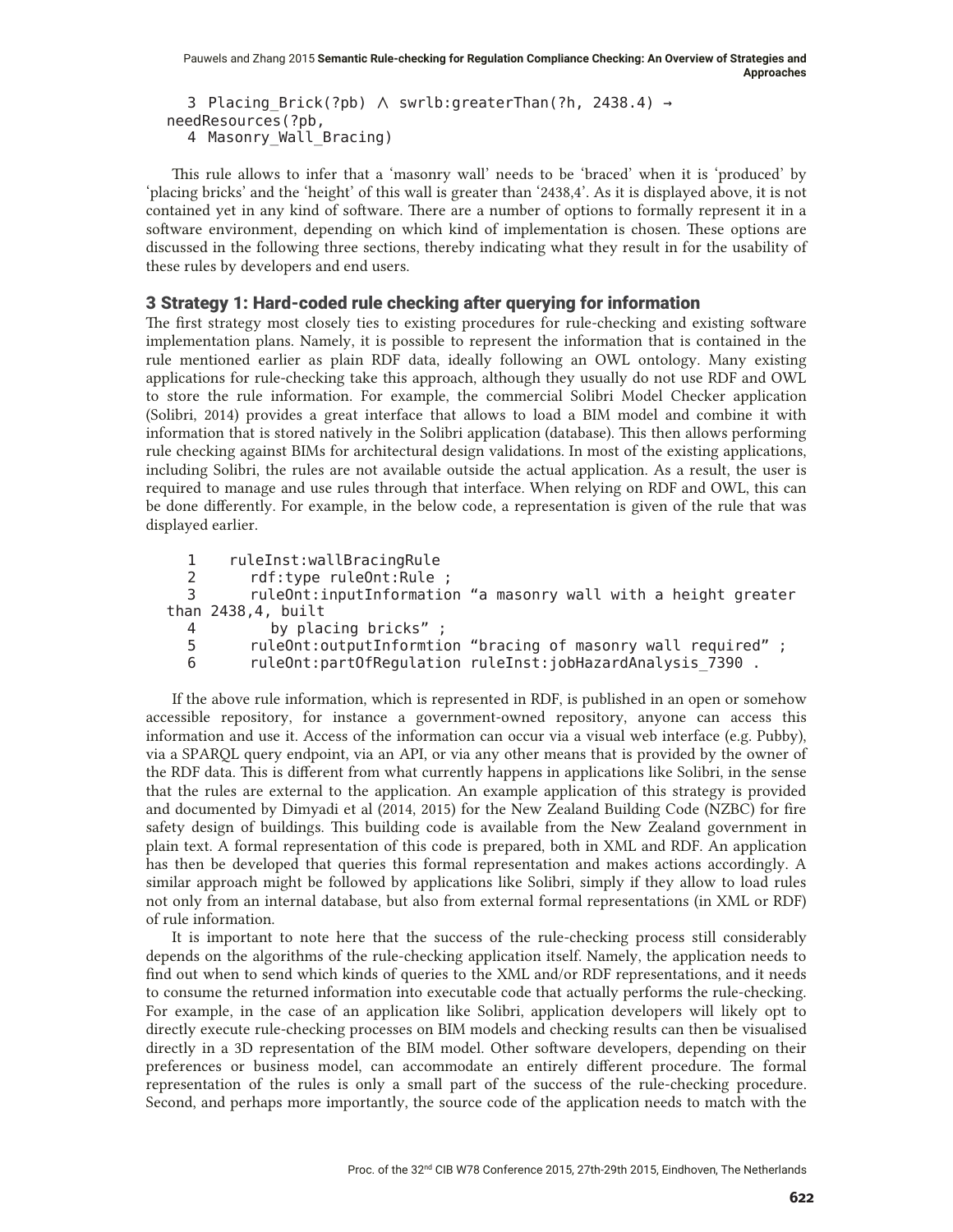```
   3 Placing_Brick(?pb) ∧ swrlb:greaterThan(?h, 2438.4) →
needResources(?pb,
   4 Masonry_Wall_Bracing)
```

This rule allows to infer that a 'masonry wall' needs to be 'braced' when it is 'produced' by 'placing bricks' and the 'height' of this wall is greater than '2438,4'. As it is displayed above, it is not contained yet in any kind of software. There are a number of options to formally represent it in a software environment, depending on which kind of implementation is chosen. These options are discussed in the following three sections, thereby indicating what they result in for the usability of these rules by developers and end users.

## 3 Strategy 1: Hard-coded rule checking after querying for information

The first strategy most closely ties to existing procedures for rule-checking and existing software implementation plans. Namely, it is possible to represent the information that is contained in the rule mentioned earlier as plain RDF data, ideally following an OWL ontology. Many existing applications for rule-checking take this approach, although they usually do not use RDF and OWL to store the rule information. For example, the commercial Solibri Model Checker application (Solibri, 2014) provides a great interface that allows to load a BIM model and combine it with information that is stored natively in the Solibri application (database). This then allows performing rule checking against BIMs for architectural design validations. In most of the existing applications, including Solibri, the rules are not available outside the actual application. As a result, the user is required to manage and use rules through that interface. When relying on RDF and OWL, this can be done differently. For example, in the below code, a representation is given of the rule that was displayed earlier.

```
   1    ruleInst:wallBracingRule
   2       rdf:type ruleOnt:Rule ;
   3       ruleOnt:inputInformation "a masonry wall with a height greater
than 2438,4, built
   4          by placing bricks" ;
   5       ruleOnt:outputInformtion "bracing of masonry wall required" ;
   6       ruleOnt:partOfRegulation ruleInst:jobHazardAnalysis_7390 .
```

If the above rule information, which is represented in RDF, is published in an open or somehow accessible repository, for instance a government-owned repository, anyone can access this information and use it. Access of the information can occur via a visual web interface (e.g. Pubby), via a SPARQL query endpoint, via an API, or via any other means that is provided by the owner of the RDF data. This is different from what currently happens in applications like Solibri, in the sense that the rules are external to the application. An example application of this strategy is provided and documented by Dimyadi et al (2014, 2015) for the New Zealand Building Code (NZBC) for fire safety design of buildings. This building code is available from the New Zealand government in plain text. A formal representation of this code is prepared, both in XML and RDF. An application has then be developed that queries this formal representation and makes actions accordingly. A similar approach might be followed by applications like Solibri, simply if they allow to load rules not only from an internal database, but also from external formal representations (in XML or RDF) of rule information.

It is important to note here that the success of the rule-checking process still considerably depends on the algorithms of the rule-checking application itself. Namely, the application needs to find out when to send which kinds of queries to the XML and/or RDF representations, and it needs to consume the returned information into executable code that actually performs the rule-checking. For example, in the case of an application like Solibri, application developers will likely opt to directly execute rule-checking processes on BIM models and checking results can then be visualised directly in a 3D representation of the BIM model. Other software developers, depending on their preferences or business model, can accommodate an entirely different procedure. The formal representation of the rules is only a small part of the success of the rule-checking procedure. Second, and perhaps more importantly, the source code of the application needs to match with the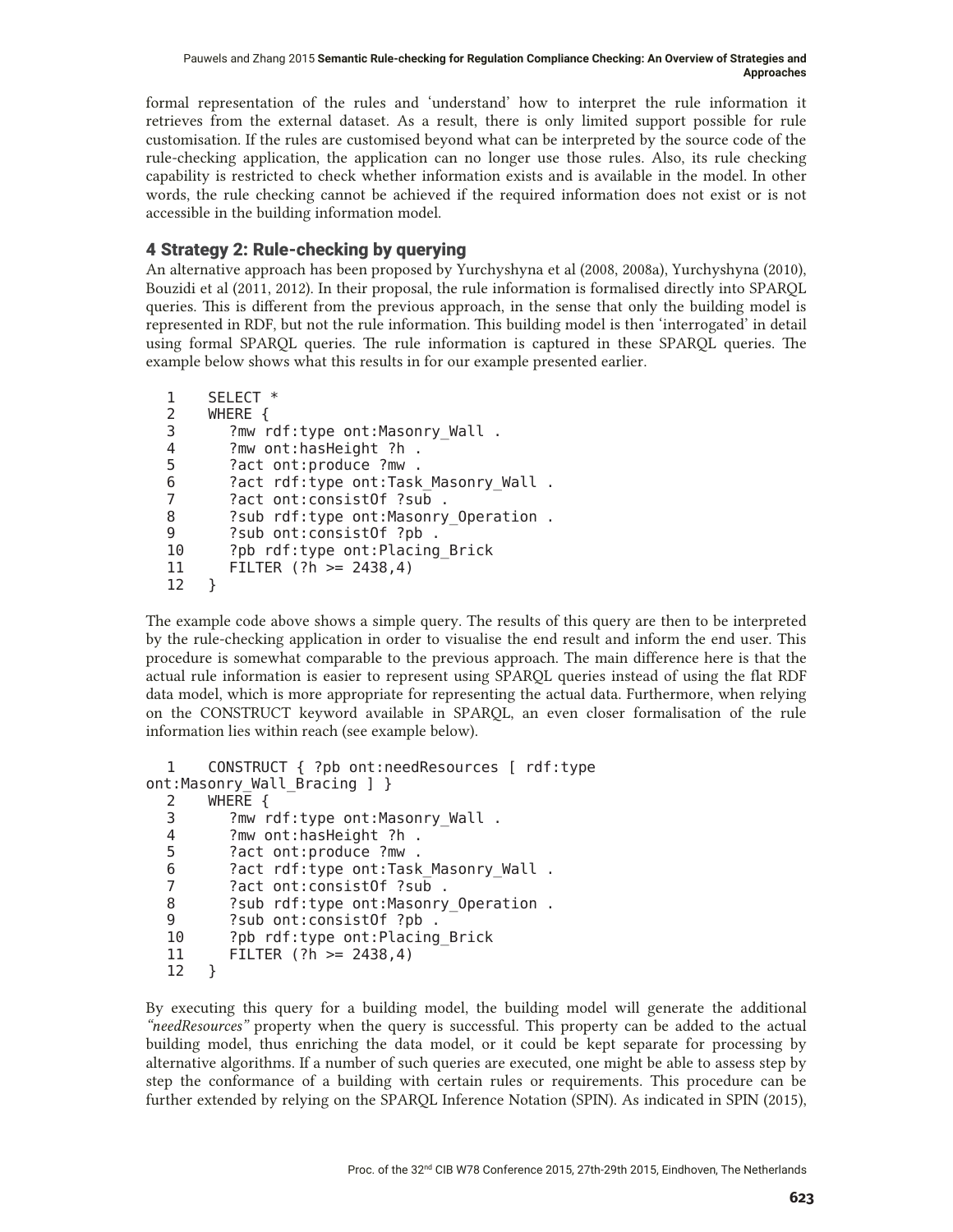formal representation of the rules and 'understand' how to interpret the rule information it retrieves from the external dataset. As a result, there is only limited support possible for rule customisation. If the rules are customised beyond what can be interpreted by the source code of the rule-checking application, the application can no longer use those rules. Also, its rule checking capability is restricted to check whether information exists and is available in the model. In other words, the rule checking cannot be achieved if the required information does not exist or is not accessible in the building information model.

## 4 Strategy 2: Rule-checking by querying

An alternative approach has been proposed by Yurchyshyna et al (2008, 2008a), Yurchyshyna (2010), Bouzidi et al (2011, 2012). In their proposal, the rule information is formalised directly into SPARQL queries. This is different from the previous approach, in the sense that only the building model is represented in RDF, but not the rule information. This building model is then 'interrogated' in detail using formal SPARQL queries. The rule information is captured in these SPARQL queries. The example below shows what this results in for our example presented earlier.

```
1    SELECT *
2    WHERE {
3       ?mw rdf:type ont:Masonry_Wall .
4       ?mw ont:hasHeight ?h .
5       ?act ont:produce ?mw .
6       ?act rdf:type ont:Task_Masonry_Wall .
7       ?act ont:consistOf ?sub .
8       ?sub rdf:type ont:Masonry_Operation .
9       ?sub ont:consistOf ?pb .
10      ?pb rdf:type ont:Placing_Brick
11      FILTER (?h >= 2438,4)
12   }
```

The example code above shows a simple query. The results of this query are then to be interpreted by the rule-checking application in order to visualise the end result and inform the end user. This procedure is somewhat comparable to the previous approach. The main difference here is that the actual rule information is easier to represent using SPARQL queries instead of using the flat RDF data model, which is more appropriate for representing the actual data. Furthermore, when relying on the CONSTRUCT keyword available in SPARQL, an even closer formalisation of the rule information lies within reach (see example below).

```
1    CONSTRUCT { ?pb ont:needResources [ rdf:type
ont:Masonry_Wall_Bracing ] }
2    WHERE {
3       ?mw rdf:type ont:Masonry_Wall .
4       ?mw ont:hasHeight ?h .
5       ?act ont:produce ?mw .
6       ?act rdf:type ont:Task_Masonry_Wall .
7       ?act ont:consistOf ?sub .
8       ?sub rdf:type ont:Masonry_Operation .
9       ?sub ont:consistOf ?pb .
10      ?pb rdf:type ont:Placing_Brick
11      FILTER (?h >= 2438,4)
12   }
```

By executing this query for a building model, the building model will generate the additional *"needResources"* property when the query is successful. This property can be added to the actual building model, thus enriching the data model, or it could be kept separate for processing by alternative algorithms. If a number of such queries are executed, one might be able to assess step by step the conformance of a building with certain rules or requirements. This procedure can be further extended by relying on the SPARQL Inference Notation (SPIN). As indicated in SPIN (2015),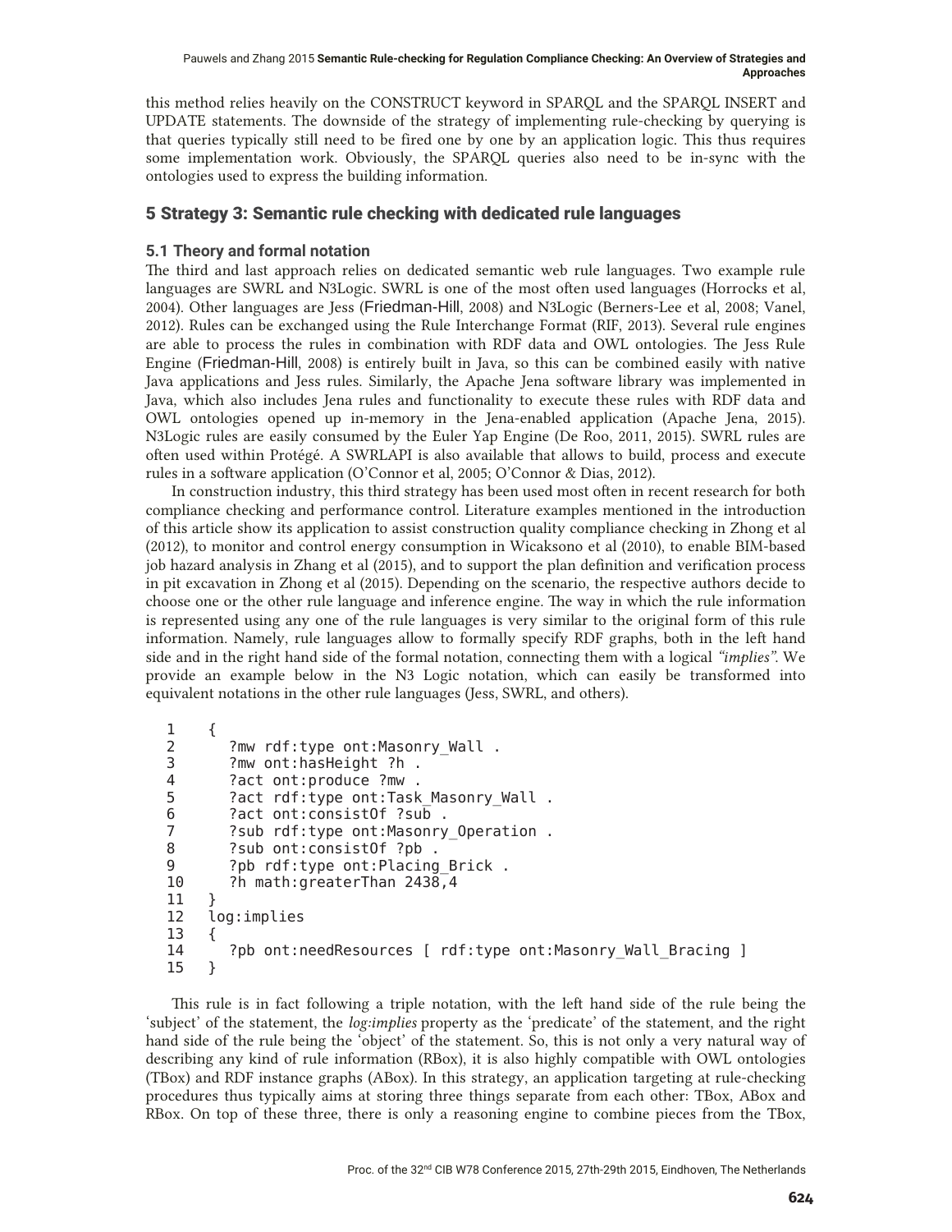this method relies heavily on the CONSTRUCT keyword in SPARQL and the SPARQL INSERT and UPDATE statements. The downside of the strategy of implementing rule-checking by querying is that queries typically still need to be fired one by one by an application logic. This thus requires some implementation work. Obviously, the SPARQL queries also need to be in-sync with the ontologies used to express the building information.

## 5 Strategy 3: Semantic rule checking with dedicated rule languages

### 5.1 Theory and formal notation

The third and last approach relies on dedicated semantic web rule languages. Two example rule languages are SWRL and N3Logic. SWRL is one of the most often used languages (Horrocks et al, 2004). Other languages are Jess (Friedman-Hill, 2008) and N3Logic (Berners-Lee et al, 2008; Vanel, 2012). Rules can be exchanged using the Rule Interchange Format (RIF, 2013). Several rule engines are able to process the rules in combination with RDF data and OWL ontologies. The Jess Rule Engine (Friedman-Hill, 2008) is entirely built in Java, so this can be combined easily with native Java applications and Jess rules. Similarly, the Apache Jena software library was implemented in Java, which also includes Jena rules and functionality to execute these rules with RDF data and OWL ontologies opened up in-memory in the Jena-enabled application (Apache Jena, 2015). N3Logic rules are easily consumed by the Euler Yap Engine (De Roo, 2011, 2015). SWRL rules are often used within Protégé. A SWRLAPI is also available that allows to build, process and execute rules in a software application (O'Connor et al, 2005; O'Connor & Dias, 2012).

In construction industry, this third strategy has been used most often in recent research for both compliance checking and performance control. Literature examples mentioned in the introduction of this article show its application to assist construction quality compliance checking in Zhong et al (2012), to monitor and control energy consumption in Wicaksono et al (2010), to enable BIM-based job hazard analysis in Zhang et al (2015), and to support the plan definition and verification process in pit excavation in Zhong et al (2015). Depending on the scenario, the respective authors decide to choose one or the other rule language and inference engine. The way in which the rule information is represented using any one of the rule languages is very similar to the original form of this rule information. Namely, rule languages allow to formally specify RDF graphs, both in the left hand side and in the right hand side of the formal notation, connecting them with a logical *"implies"*. We provide an example below in the N3 Logic notation, which can easily be transformed into equivalent notations in the other rule languages (Jess, SWRL, and others).

```
1    {
2       ?mw rdf:type ont:Masonry_Wall .
3       ?mw ont:hasHeight ?h .
4       ?act ont:produce ?mw .
5       ?act rdf:type ont:Task_Masonry_Wall .
6       ?act ont:consistOf ?sub .
7       ?sub rdf:type ont:Masonry_Operation .
8       ?sub ont:consistOf ?pb .
9       ?pb rdf:type ont:Placing_Brick .
10      ?h math:greaterThan 2438,4
11   }
12   log:implies
13   {
14      ?pb ont:needResources [ rdf:type ont:Masonry_Wall_Bracing ]
15   }
```

This rule is in fact following a triple notation, with the left hand side of the rule being the 'subject' of the statement, the *log:implies* property as the 'predicate' of the statement, and the right hand side of the rule being the 'object' of the statement. So, this is not only a very natural way of describing any kind of rule information (RBox), it is also highly compatible with OWL ontologies (TBox) and RDF instance graphs (ABox). In this strategy, an application targeting at rule-checking procedures thus typically aims at storing three things separate from each other: TBox, ABox and RBox. On top of these three, there is only a reasoning engine to combine pieces from the TBox,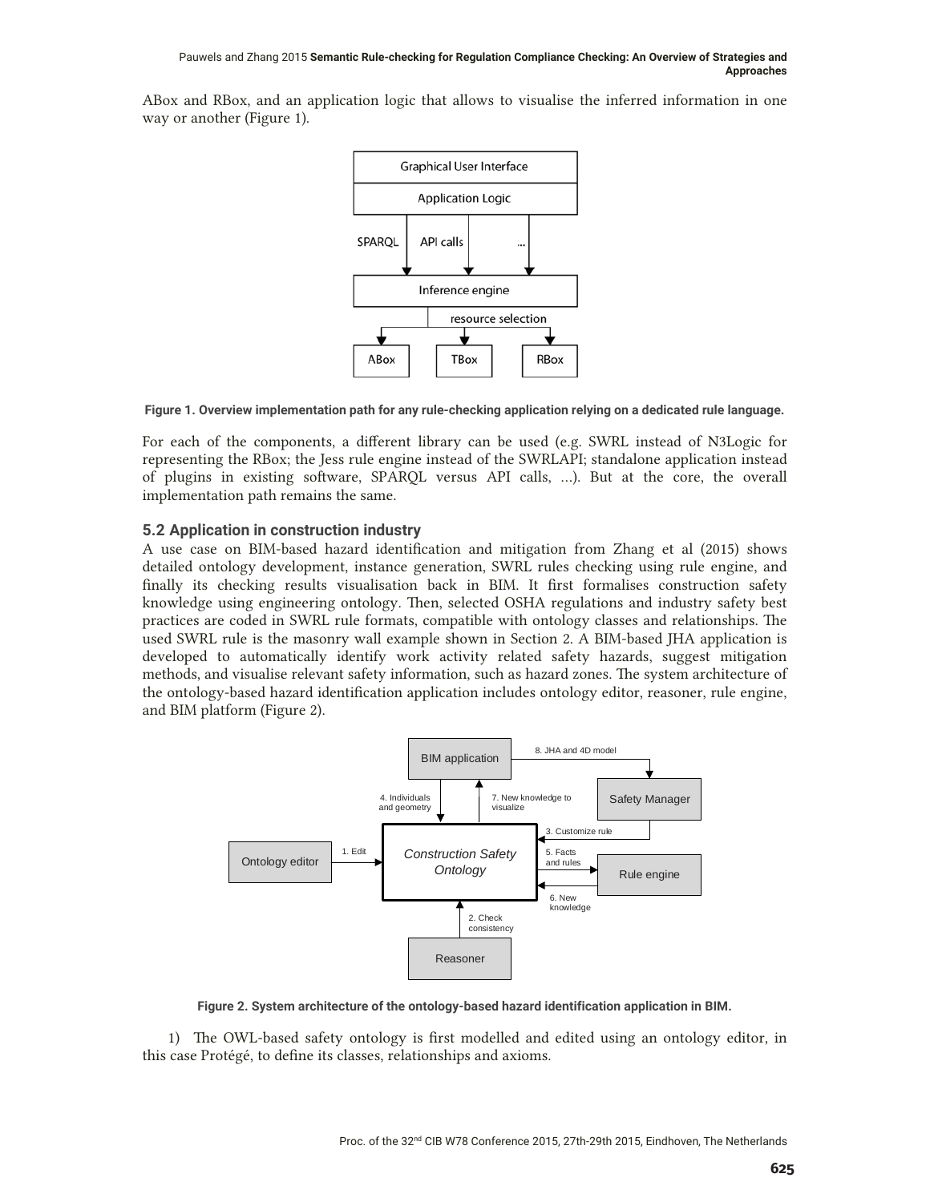ABox and RBox, and an application logic that allows to visualise the inferred information in one way or another (Figure 1).

**Figure 1. Overview implementation path for any rule-checking application relying on a dedicated rule language.**

For each of the components, a different library can be used (e.g. SWRL instead of N3Logic for representing the RBox; the Jess rule engine instead of the SWRLAPI; standalone application instead of plugins in existing software, SPARQL versus API calls, …). But at the core, the overall implementation path remains the same.

### 5.2 Application in construction industry

A use case on BIM-based hazard identification and mitigation from Zhang et al (2015) shows detailed ontology development, instance generation, SWRL rules checking using rule engine, and finally its checking results visualisation back in BIM. It first formalises construction safety knowledge using engineering ontology. Then, selected OSHA regulations and industry safety best practices are coded in SWRL rule formats, compatible with ontology classes and relationships. The used SWRL rule is the masonry wall example shown in Section 2. A BIM-based JHA application is developed to automatically identify work activity related safety hazards, suggest mitigation methods, and visualise relevant safety information, such as hazard zones. The system architecture of the ontology-based hazard identification application includes ontology editor, reasoner, rule engine, and BIM platform (Figure 2).

**Figure 2. System architecture of the ontology-based hazard identification application in BIM.**

1) The OWL-based safety ontology is first modelled and edited using an ontology editor, in this case Protégé, to define its classes, relationships and axioms.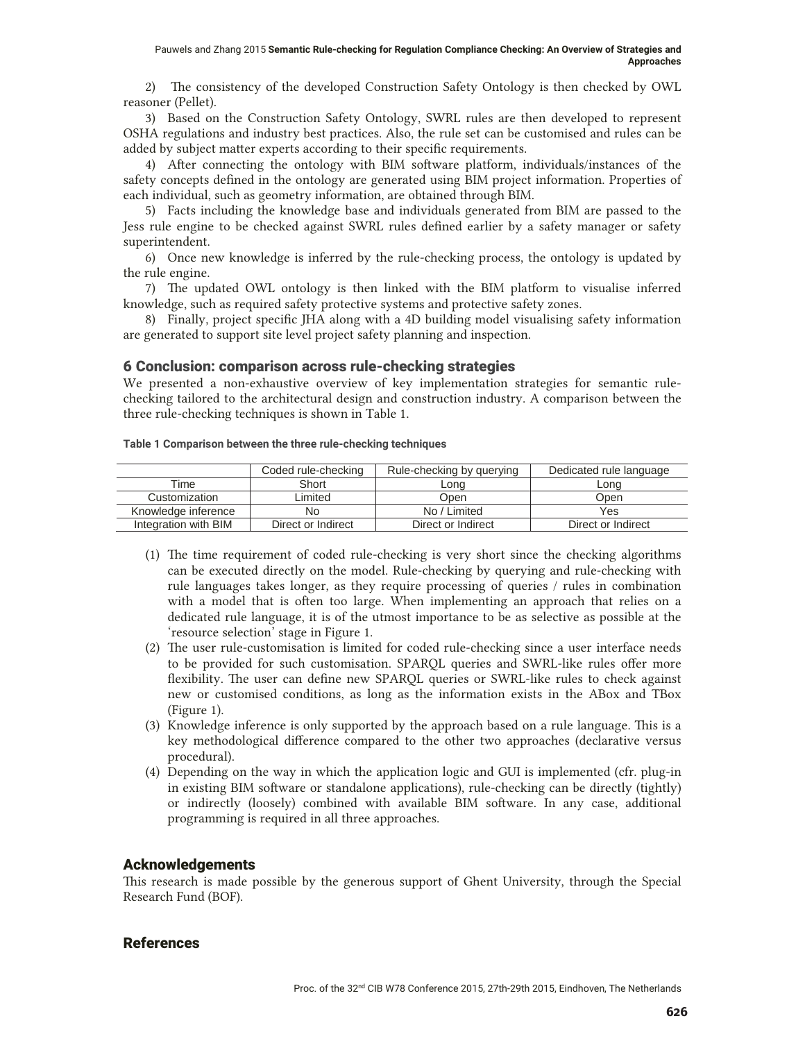2) The consistency of the developed Construction Safety Ontology is then checked by OWL reasoner (Pellet).

3) Based on the Construction Safety Ontology, SWRL rules are then developed to represent OSHA regulations and industry best practices. Also, the rule set can be customised and rules can be added by subject matter experts according to their specific requirements.

4) After connecting the ontology with BIM software platform, individuals/instances of the safety concepts defined in the ontology are generated using BIM project information. Properties of each individual, such as geometry information, are obtained through BIM.

5) Facts including the knowledge base and individuals generated from BIM are passed to the Jess rule engine to be checked against SWRL rules defined earlier by a safety manager or safety superintendent.

6) Once new knowledge is inferred by the rule-checking process, the ontology is updated by the rule engine.

7) The updated OWL ontology is then linked with the BIM platform to visualise inferred knowledge, such as required safety protective systems and protective safety zones.

8) Finally, project specific JHA along with a 4D building model visualising safety information are generated to support site level project safety planning and inspection.

## 6 Conclusion: comparison across rule-checking strategies

We presented a non-exhaustive overview of key implementation strategies for semantic rule-checking tailored to the architectural design and construction industry. A comparison between the three rule-checking techniques is shown in Table 1.

**Table 1 Comparison between the three rule-checking techniques**

| | Coded rule-checking | Rule-checking by querying | Dedicated rule language |
|---|---|---|---|
| Time | Short | Long | Long |
| Customization | Limited | Open | Open |
| Knowledge inference | No | No / Limited | Yes |
| Integration with BIM | Direct or Indirect | Direct or Indirect | Direct or Indirect |

(1) The time requirement of coded rule-checking is very short since the checking algorithms can be executed directly on the model. Rule-checking by querying and rule-checking with rule languages takes longer, as they require processing of queries / rules in combination with a model that is often too large. When implementing an approach that relies on a dedicated rule language, it is of the utmost importance to be as selective as possible at the 'resource selection' stage in Figure 1.

(2) The user rule-customisation is limited for coded rule-checking since a user interface needs to be provided for such customisation. SPARQL queries and SWRL-like rules offer more flexibility. The user can define new SPARQL queries or SWRL-like rules to check against new or customised conditions, as long as the information exists in the ABox and TBox (Figure 1).

(3) Knowledge inference is only supported by the approach based on a rule language. This is a key methodological difference compared to the other two approaches (declarative versus procedural).

(4) Depending on the way in which the application logic and GUI is implemented (cfr. plug-in in existing BIM software or standalone applications), rule-checking can be directly (tightly) or indirectly (loosely) combined with available BIM software. In any case, additional programming is required in all three approaches.

## Acknowledgements

This research is made possible by the generous support of Ghent University, through the Special Research Fund (BOF).

## References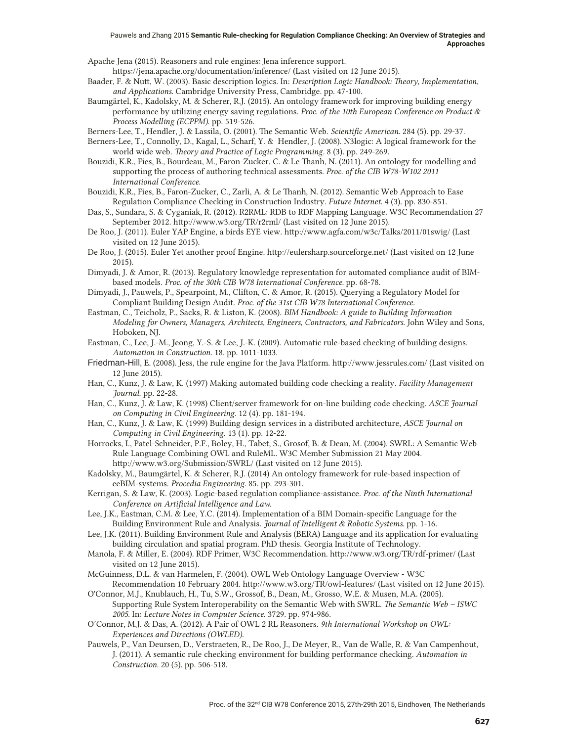Apache Jena (2015). Reasoners and rule engines: Jena inference support. https://jena.apache.org/documentation/inference/ (Last visited on 12 June 2015).

Baader, F. & Nutt, W. (2003). Basic description logics. In: *Description Logic Handbook: Theory, Implementation, and Applications*. Cambridge University Press, Cambridge. pp. 47-100.

Baumgärtel, K., Kadolsky, M. & Scherer, R.J. (2015). An ontology framework for improving building energy performance by utilizing energy saving regulations. *Proc. of the 10th European Conference on Product & Process Modelling (ECPPM)*. pp. 519-526.

Berners-Lee, T., Hendler, J. & Lassila, O. (2001). The Semantic Web. *Scientific American*. 284 (5). pp. 29-37.

Berners-Lee, T., Connolly, D., Kagal, L., Scharf, Y. & Hendler, J. (2008). N3logic: A logical framework for the world wide web. *Theory and Practice of Logic Programming*. 8 (3). pp. 249-269.

Bouzidi, K.R., Fies, B., Bourdeau, M., Faron-Zucker, C. & Le Thanh, N. (2011). An ontology for modelling and supporting the process of authoring technical assessments. *Proc. of the CIB W78-W102 2011 International Conference*.

Bouzidi, K.R., Fies, B., Faron-Zucker, C., Zarli, A. & Le Thanh, N. (2012). Semantic Web Approach to Ease Regulation Compliance Checking in Construction Industry. *Future Internet*. 4 (3). pp. 830-851.

Das, S., Sundara, S. & Cyganiak, R. (2012). R2RML: RDB to RDF Mapping Language. W3C Recommendation 27 September 2012. http://www.w3.org/TR/r2rml/ (Last visited on 12 June 2015).

De Roo, J. (2011). Euler YAP Engine, a birds EYE view. http://www.agfa.com/w3c/Talks/2011/01swig/ (Last visited on 12 June 2015).

De Roo, J. (2015). Euler Yet another proof Engine. http://eulersharp.sourceforge.net/ (Last visited on 12 June 2015).

Dimyadi, J. & Amor, R. (2013). Regulatory knowledge representation for automated compliance audit of BIM-based models. *Proc. of the 30th CIB W78 International Conference*. pp. 68-78.

Dimyadi, J., Pauwels, P., Spearpoint, M., Clifton, C. & Amor, R. (2015). Querying a Regulatory Model for Compliant Building Design Audit. *Proc. of the 31st CIB W78 International Conference*.

Eastman, C., Teicholz, P., Sacks, R. & Liston, K. (2008). *BIM Handbook: A guide to Building Information Modeling for Owners, Managers, Architects, Engineers, Contractors, and Fabricators*. John Wiley and Sons, Hoboken, NJ.

Eastman, C., Lee, J.-M., Jeong, Y.-S. & Lee, J.-K. (2009). Automatic rule-based checking of building designs. *Automation in Construction*. 18. pp. 1011-1033.

Friedman-Hill, E. (2008). Jess, the rule engine for the Java Platform. http://www.jessrules.com/ (Last visited on 12 June 2015).

Han, C., Kunz, J. & Law, K. (1997) Making automated building code checking a reality. *Facility Management Journal*. pp. 22-28.

Han, C., Kunz, J. & Law, K. (1998) Client/server framework for on-line building code checking. *ASCE Journal on Computing in Civil Engineering*. 12 (4). pp. 181-194.

Han, C., Kunz, J. & Law, K. (1999) Building design services in a distributed architecture, *ASCE Journal on Computing in Civil Engineering*. 13 (1). pp. 12-22.

Horrocks, I., Patel-Schneider, P.F., Boley, H., Tabet, S., Grosof, B. & Dean, M. (2004). SWRL: A Semantic Web Rule Language Combining OWL and RuleML. W3C Member Submission 21 May 2004. http://www.w3.org/Submission/SWRL/ (Last visited on 12 June 2015).

Kadolsky, M., Baumgärtel, K. & Scherer, R.J. (2014) An ontology framework for rule-based inspection of eeBIM-systems. *Procedia Engineering*. 85. pp. 293-301.

Kerrigan, S. & Law, K. (2003). Logic-based regulation compliance-assistance. *Proc. of the Ninth International Conference on Artificial Intelligence and Law*.

Lee, J.K., Eastman, C.M. & Lee, Y.C. (2014). Implementation of a BIM Domain-specific Language for the Building Environment Rule and Analysis. *Journal of Intelligent & Robotic Systems*. pp. 1-16.

Lee, J.K. (2011). Building Environment Rule and Analysis (BERA) Language and its application for evaluating building circulation and spatial program. PhD thesis. Georgia Institute of Technology.

Manola, F. & Miller, E. (2004). RDF Primer, W3C Recommendation. http://www.w3.org/TR/rdf-primer/ (Last visited on 12 June 2015).

McGuinness, D.L. & van Harmelen, F. (2004). OWL Web Ontology Language Overview - W3C Recommendation 10 February 2004. http://www.w3.org/TR/owl-features/ (Last visited on 12 June 2015).

O'Connor, M.J., Knublauch, H., Tu, S.W., Grossof, B., Dean, M., Grosso, W.E. & Musen, M.A. (2005). Supporting Rule System Interoperability on the Semantic Web with SWRL. *The Semantic Web – ISWC 2005*. In: *Lecture Notes in Computer Science*. 3729. pp. 974-986.

O'Connor, M.J. & Das, A. (2012). A Pair of OWL 2 RL Reasoners. *9th International Workshop on OWL: Experiences and Directions (OWLED)*.

Pauwels, P., Van Deursen, D., Verstraeten, R., De Roo, J., De Meyer, R., Van de Walle, R. & Van Campenhout, J. (2011). A semantic rule checking environment for building performance checking. *Automation in Construction*. 20 (5). pp. 506-518.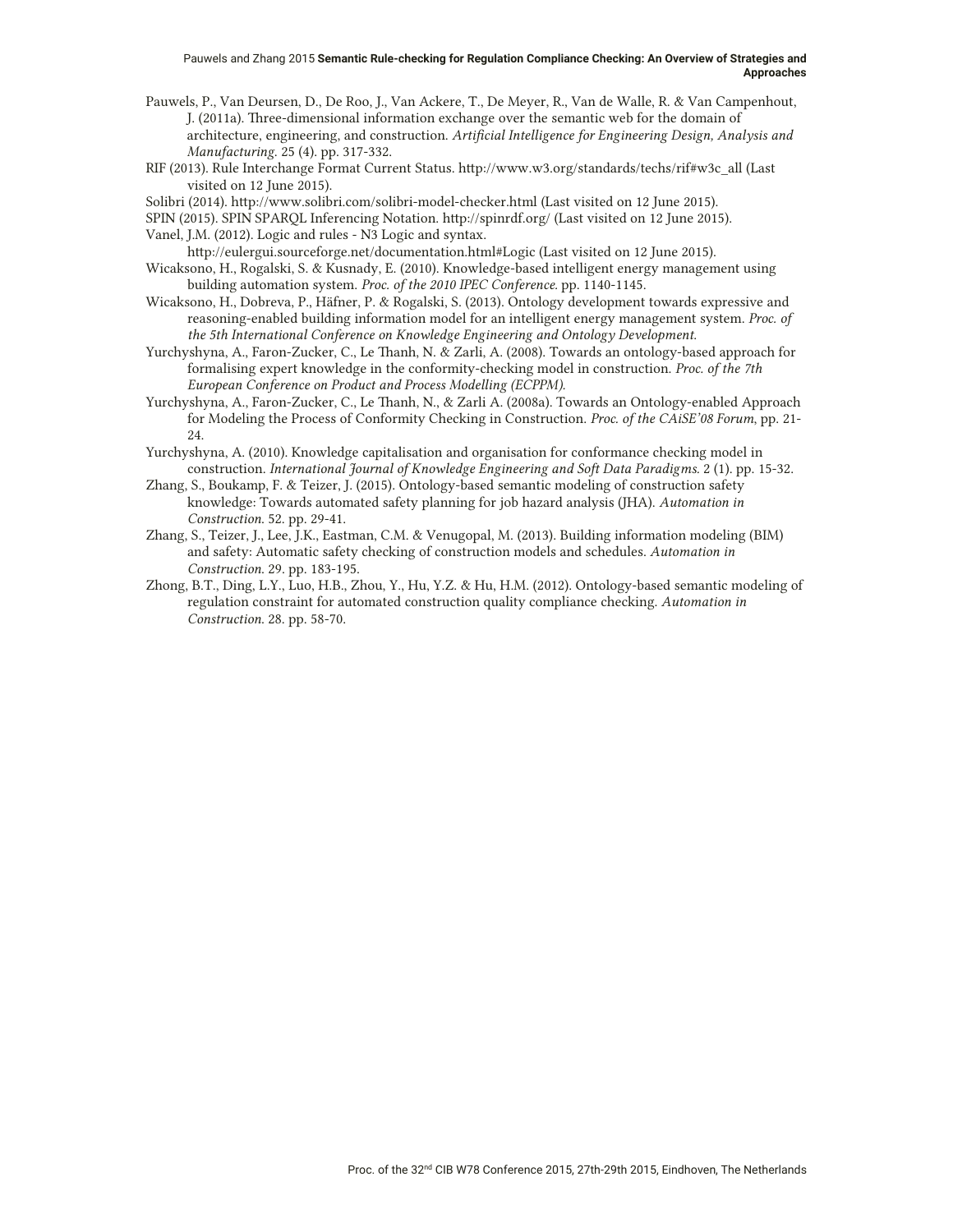Pauwels, P., Van Deursen, D., De Roo, J., Van Ackere, T., De Meyer, R., Van de Walle, R. & Van Campenhout, J. (2011a). Three-dimensional information exchange over the semantic web for the domain of architecture, engineering, and construction. *Artificial Intelligence for Engineering Design, Analysis and Manufacturing*. 25 (4). pp. 317-332.

RIF (2013). Rule Interchange Format Current Status. http://www.w3.org/standards/techs/rif#w3c_all (Last visited on 12 June 2015).

Solibri (2014). http://www.solibri.com/solibri-model-checker.html (Last visited on 12 June 2015).

SPIN (2015). SPIN SPARQL Inferencing Notation. http://spinrdf.org/ (Last visited on 12 June 2015).

Vanel, J.M. (2012). Logic and rules - N3 Logic and syntax. http://eulergui.sourceforge.net/documentation.html#Logic (Last visited on 12 June 2015).

Wicaksono, H., Rogalski, S. & Kusnady, E. (2010). Knowledge-based intelligent energy management using building automation system. *Proc. of the 2010 IPEC Conference*. pp. 1140-1145.

Wicaksono, H., Dobreva, P., Häfner, P. & Rogalski, S. (2013). Ontology development towards expressive and reasoning-enabled building information model for an intelligent energy management system. *Proc. of the 5th International Conference on Knowledge Engineering and Ontology Development*.

Yurchyshyna, A., Faron-Zucker, C., Le Thanh, N. & Zarli, A. (2008). Towards an ontology-based approach for formalising expert knowledge in the conformity-checking model in construction. *Proc. of the 7th European Conference on Product and Process Modelling (ECPPM)*.

Yurchyshyna, A., Faron-Zucker, C., Le Thanh, N., & Zarli A. (2008a). Towards an Ontology-enabled Approach for Modeling the Process of Conformity Checking in Construction. *Proc. of the CAiSE'08 Forum*, pp. 21-24.

Yurchyshyna, A. (2010). Knowledge capitalisation and organisation for conformance checking model in construction. *International Journal of Knowledge Engineering and Soft Data Paradigms*. 2 (1). pp. 15-32.

Zhang, S., Boukamp, F. & Teizer, J. (2015). Ontology-based semantic modeling of construction safety knowledge: Towards automated safety planning for job hazard analysis (JHA). *Automation in Construction*. 52. pp. 29-41.

Zhang, S., Teizer, J., Lee, J.K., Eastman, C.M. & Venugopal, M. (2013). Building information modeling (BIM) and safety: Automatic safety checking of construction models and schedules. *Automation in Construction*. 29. pp. 183-195.

Zhong, B.T., Ding, L.Y., Luo, H.B., Zhou, Y., Hu, Y.Z. & Hu, H.M. (2012). Ontology-based semantic modeling of regulation constraint for automated construction quality compliance checking. *Automation in Construction*. 28. pp. 58-70.